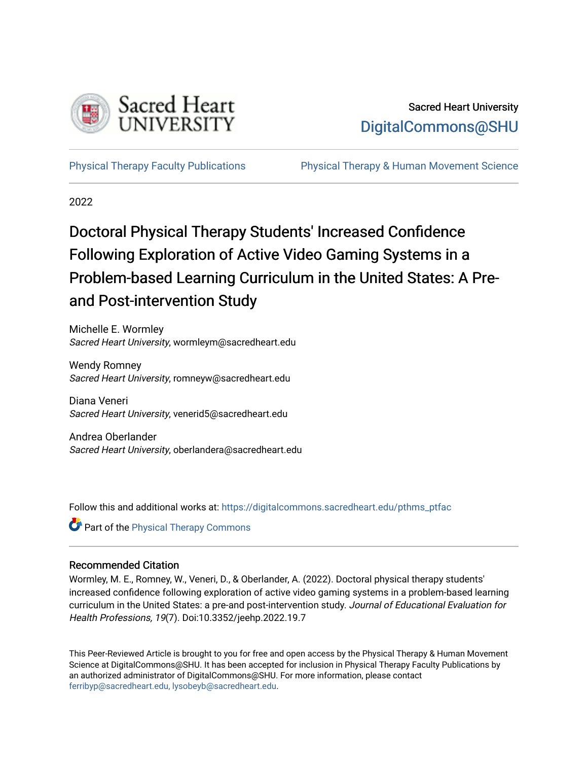Sacred Heart University

DigitalCommons@SHU

Physical Therapy Faculty Publications | Physical Therapy & Human Movement Science

2022

# Doctoral Physical Therapy Students' Increased Confidence Following Exploration of Active Video Gaming Systems in a Problem-based Learning Curriculum in the United States: A Pre- and Post-intervention Study

Michelle E. Wormley
*Sacred Heart University*, wormleym@sacredheart.edu

Wendy Romney
*Sacred Heart University*, romneyw@sacredheart.edu

Diana Veneri
*Sacred Heart University*, venerid5@sacredheart.edu

Andrea Oberlander
*Sacred Heart University*, oberlandera@sacredheart.edu

Follow this and additional works at: https://digitalcommons.sacredheart.edu/pthms_ptfac

Part of the Physical Therapy Commons

## Recommended Citation

Wormley, M. E., Romney, W., Veneri, D., & Oberlander, A. (2022). Doctoral physical therapy students' increased confidence following exploration of active video gaming systems in a problem-based learning curriculum in the United States: a pre-and post-intervention study. *Journal of Educational Evaluation for Health Professions, 19*(7). Doi:10.3352/jeehp.2022.19.7

This Peer-Reviewed Article is brought to you for free and open access by the Physical Therapy & Human Movement Science at DigitalCommons@SHU. It has been accepted for inclusion in Physical Therapy Faculty Publications by an authorized administrator of DigitalCommons@SHU. For more information, please contact ferribyp@sacredheart.edu, lysobeyb@sacredheart.edu.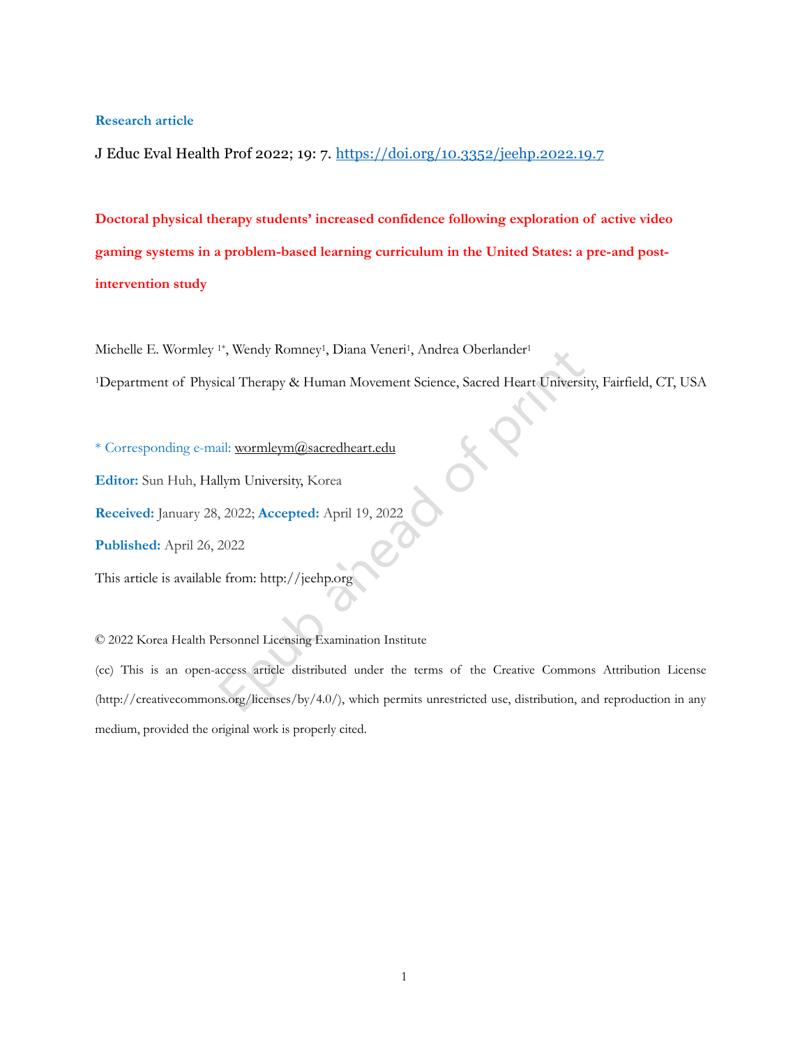Research article

J Educ Eval Health Prof 2022; 19: 7. https://doi.org/10.3352/jeehp.2022.19.7

# Doctoral physical therapy students' increased confidence following exploration of active video gaming systems in a problem-based learning curriculum in the United States: a pre-and post-intervention study

Michelle E. Wormley [1*], Wendy Romney[1], Diana Veneri[1], Andrea Oberlander[1]

[1]Department of Physical Therapy & Human Movement Science, Sacred Heart University, Fairfield, CT, USA

\* Corresponding e-mail: wormleym@sacredheart.edu

**Editor:** Sun Huh, Hallym University, Korea

**Received:** January 28, 2022; **Accepted:** April 19, 2022

**Published:** April 26, 2022

This article is available from: http://jeehp.org

© 2022 Korea Health Personnel Licensing Examination Institute

(cc) This is an open-access article distributed under the terms of the Creative Commons Attribution License (http://creativecommons.org/licenses/by/4.0/), which permits unrestricted use, distribution, and reproduction in any medium, provided the original work is properly cited.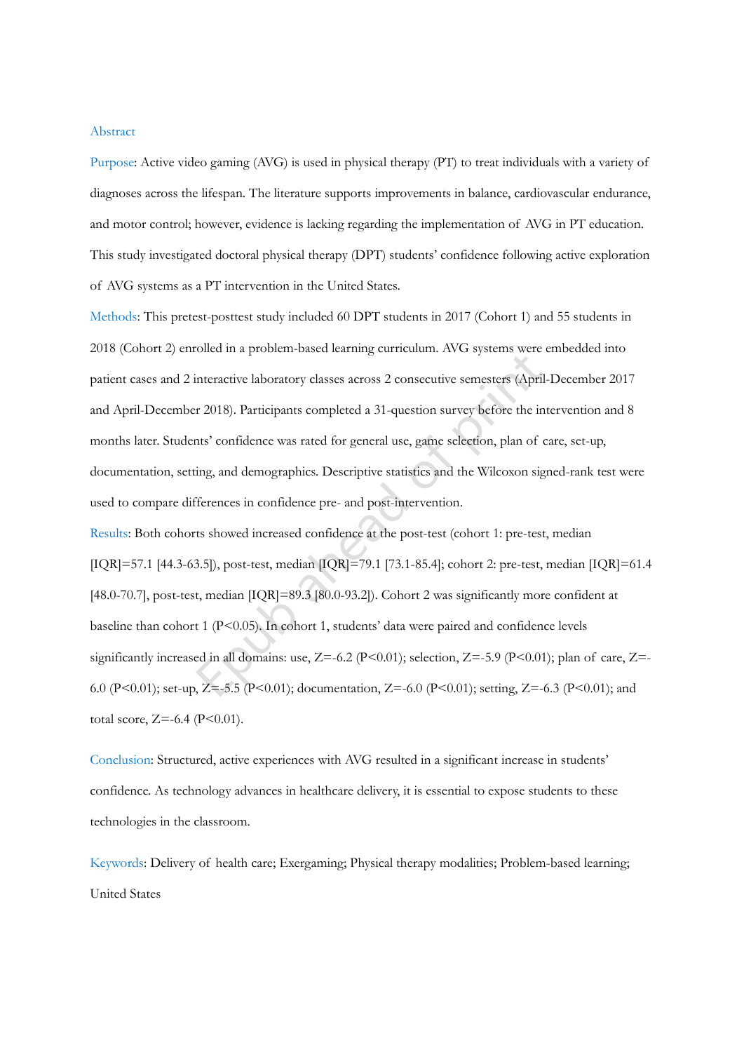# Abstract

**Purpose**: Active video gaming (AVG) is used in physical therapy (PT) to treat individuals with a variety of diagnoses across the lifespan. The literature supports improvements in balance, cardiovascular endurance, and motor control; however, evidence is lacking regarding the implementation of AVG in PT education. This study investigated doctoral physical therapy (DPT) students' confidence following active exploration of AVG systems as a PT intervention in the United States.

**Methods**: This pretest-posttest study included 60 DPT students in 2017 (Cohort 1) and 55 students in 2018 (Cohort 2) enrolled in a problem-based learning curriculum. AVG systems were embedded into patient cases and 2 interactive laboratory classes across 2 consecutive semesters (April-December 2017 and April-December 2018). Participants completed a 31-question survey before the intervention and 8 months later. Students' confidence was rated for general use, game selection, plan of care, set-up, documentation, setting, and demographics. Descriptive statistics and the Wilcoxon signed-rank test were used to compare differences in confidence pre- and post-intervention.

**Results**: Both cohorts showed increased confidence at the post-test (cohort 1: pre-test, median [IQR]=57.1 [44.3-63.5]), post-test, median [IQR]=79.1 [73.1-85.4]; cohort 2: pre-test, median [IQR]=61.4 [48.0-70.7], post-test, median [IQR]=89.3 [80.0-93.2]). Cohort 2 was significantly more confident at baseline than cohort 1 ($P<0.05$). In cohort 1, students' data were paired and confidence levels significantly increased in all domains: use, $Z=-6.2$ ($P<0.01$); selection, $Z=-5.9$ ($P<0.01$); plan of care, $Z=-6.0$ ($P<0.01$); set-up, $Z=-5.5$ ($P<0.01$); documentation, $Z=-6.0$ ($P<0.01$); setting, $Z=-6.3$ ($P<0.01$); and total score, $Z=-6.4$ ($P<0.01$).

**Conclusion**: Structured, active experiences with AVG resulted in a significant increase in students' confidence. As technology advances in healthcare delivery, it is essential to expose students to these technologies in the classroom.

**Keywords**: Delivery of health care; Exergaming; Physical therapy modalities; Problem-based learning; United States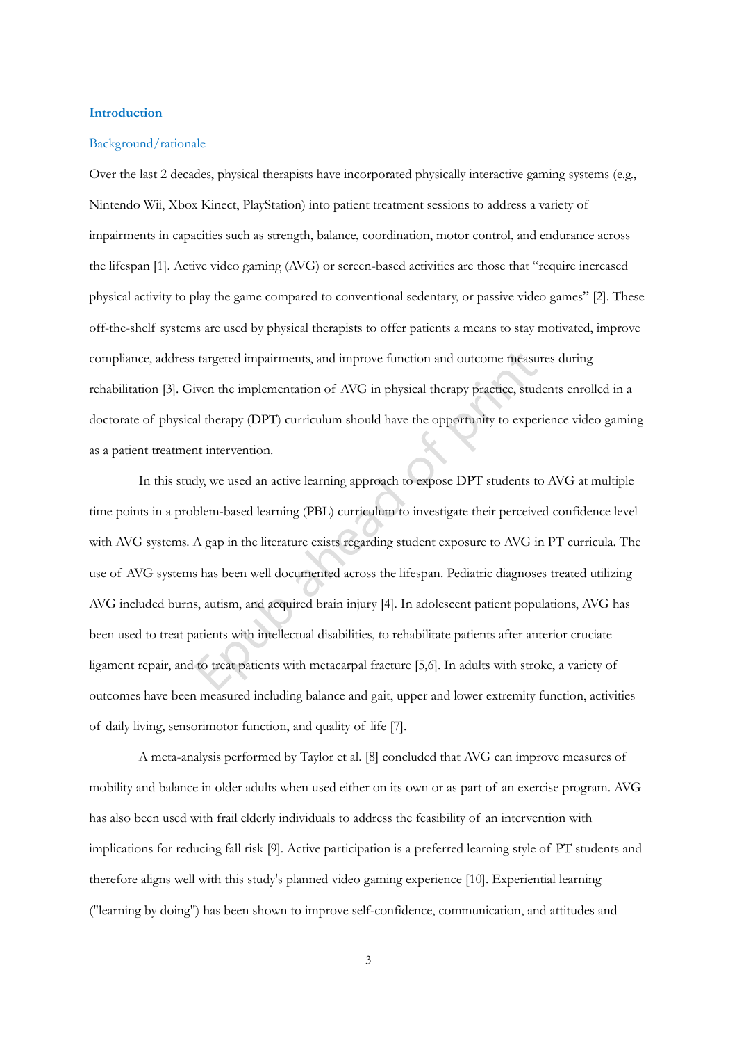## Introduction

### Background/rationale

Over the last 2 decades, physical therapists have incorporated physically interactive gaming systems (e.g., Nintendo Wii, Xbox Kinect, PlayStation) into patient treatment sessions to address a variety of impairments in capacities such as strength, balance, coordination, motor control, and endurance across the lifespan [1]. Active video gaming (AVG) or screen-based activities are those that "require increased physical activity to play the game compared to conventional sedentary, or passive video games" [2]. These off-the-shelf systems are used by physical therapists to offer patients a means to stay motivated, improve compliance, address targeted impairments, and improve function and outcome measures during rehabilitation [3]. Given the implementation of AVG in physical therapy practice, students enrolled in a doctorate of physical therapy (DPT) curriculum should have the opportunity to experience video gaming as a patient treatment intervention.

In this study, we used an active learning approach to expose DPT students to AVG at multiple time points in a problem-based learning (PBL) curriculum to investigate their perceived confidence level with AVG systems. A gap in the literature exists regarding student exposure to AVG in PT curricula. The use of AVG systems has been well documented across the lifespan. Pediatric diagnoses treated utilizing AVG included burns, autism, and acquired brain injury [4]. In adolescent patient populations, AVG has been used to treat patients with intellectual disabilities, to rehabilitate patients after anterior cruciate ligament repair, and to treat patients with metacarpal fracture [5,6]. In adults with stroke, a variety of outcomes have been measured including balance and gait, upper and lower extremity function, activities of daily living, sensorimotor function, and quality of life [7].

A meta-analysis performed by Taylor et al. [8] concluded that AVG can improve measures of mobility and balance in older adults when used either on its own or as part of an exercise program. AVG has also been used with frail elderly individuals to address the feasibility of an intervention with implications for reducing fall risk [9]. Active participation is a preferred learning style of PT students and therefore aligns well with this study's planned video gaming experience [10]. Experiential learning ("learning by doing") has been shown to improve self-confidence, communication, and attitudes and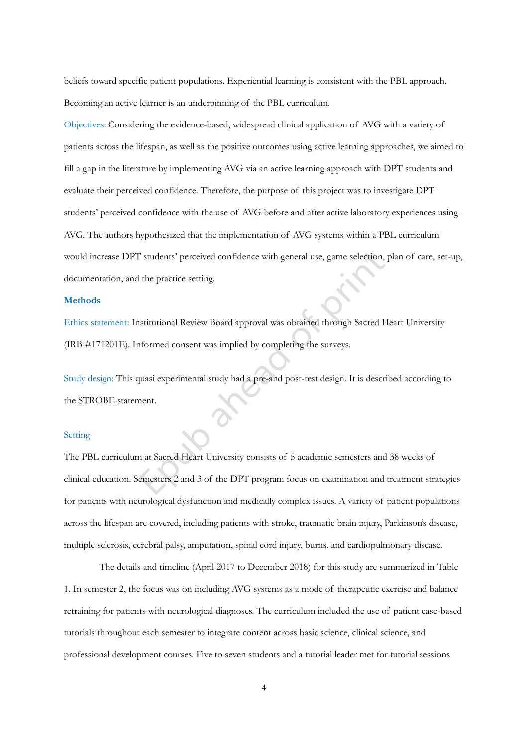beliefs toward specific patient populations. Experiential learning is consistent with the PBL approach. Becoming an active learner is an underpinning of the PBL curriculum.

Objectives: Considering the evidence-based, widespread clinical application of AVG with a variety of patients across the lifespan, as well as the positive outcomes using active learning approaches, we aimed to fill a gap in the literature by implementing AVG via an active learning approach with DPT students and evaluate their perceived confidence. Therefore, the purpose of this project was to investigate DPT students' perceived confidence with the use of AVG before and after active laboratory experiences using AVG. The authors hypothesized that the implementation of AVG systems within a PBL curriculum would increase DPT students' perceived confidence with general use, game selection, plan of care, set-up, documentation, and the practice setting.

## Methods

Ethics statement: Institutional Review Board approval was obtained through Sacred Heart University (IRB #171201E). Informed consent was implied by completing the surveys.

Study design: This quasi experimental study had a pre-and post-test design. It is described according to the STROBE statement.

### Setting

The PBL curriculum at Sacred Heart University consists of 5 academic semesters and 38 weeks of clinical education. Semesters 2 and 3 of the DPT program focus on examination and treatment strategies for patients with neurological dysfunction and medically complex issues. A variety of patient populations across the lifespan are covered, including patients with stroke, traumatic brain injury, Parkinson's disease, multiple sclerosis, cerebral palsy, amputation, spinal cord injury, burns, and cardiopulmonary disease.

The details and timeline (April 2017 to December 2018) for this study are summarized in Table 1. In semester 2, the focus was on including AVG systems as a mode of therapeutic exercise and balance retraining for patients with neurological diagnoses. The curriculum included the use of patient case-based tutorials throughout each semester to integrate content across basic science, clinical science, and professional development courses. Five to seven students and a tutorial leader met for tutorial sessions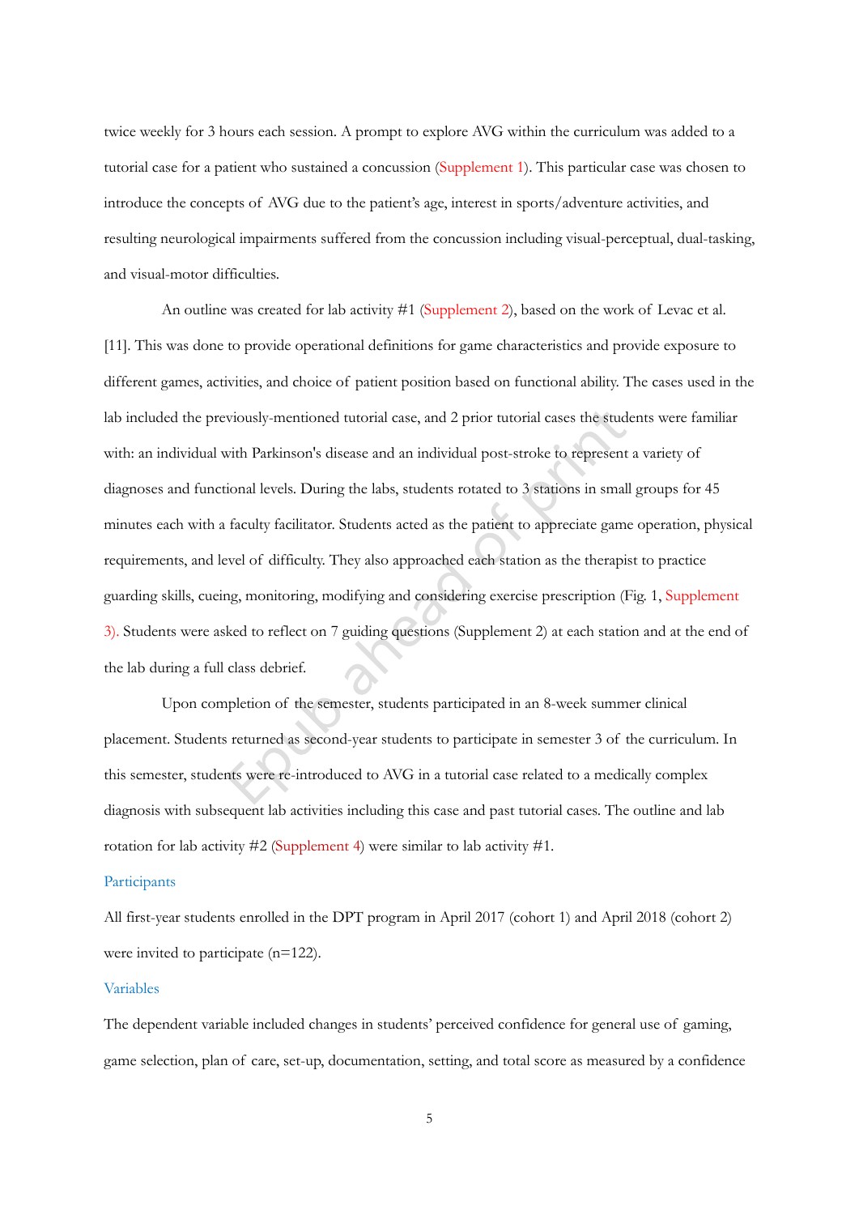twice weekly for 3 hours each session. A prompt to explore AVG within the curriculum was added to a tutorial case for a patient who sustained a concussion (Supplement 1). This particular case was chosen to introduce the concepts of AVG due to the patient's age, interest in sports/adventure activities, and resulting neurological impairments suffered from the concussion including visual-perceptual, dual-tasking, and visual-motor difficulties.

An outline was created for lab activity #1 (Supplement 2), based on the work of Levac et al. [11]. This was done to provide operational definitions for game characteristics and provide exposure to different games, activities, and choice of patient position based on functional ability. The cases used in the lab included the previously-mentioned tutorial case, and 2 prior tutorial cases the students were familiar with: an individual with Parkinson's disease and an individual post-stroke to represent a variety of diagnoses and functional levels. During the labs, students rotated to 3 stations in small groups for 45 minutes each with a faculty facilitator. Students acted as the patient to appreciate game operation, physical requirements, and level of difficulty. They also approached each station as the therapist to practice guarding skills, cueing, monitoring, modifying and considering exercise prescription (Fig. 1, Supplement 3). Students were asked to reflect on 7 guiding questions (Supplement 2) at each station and at the end of the lab during a full class debrief.

Upon completion of the semester, students participated in an 8-week summer clinical placement. Students returned as second-year students to participate in semester 3 of the curriculum. In this semester, students were re-introduced to AVG in a tutorial case related to a medically complex diagnosis with subsequent lab activities including this case and past tutorial cases. The outline and lab rotation for lab activity #2 (Supplement 4) were similar to lab activity #1.

## Participants

All first-year students enrolled in the DPT program in April 2017 (cohort 1) and April 2018 (cohort 2) were invited to participate (n=122).

## Variables

The dependent variable included changes in students' perceived confidence for general use of gaming, game selection, plan of care, set-up, documentation, setting, and total score as measured by a confidence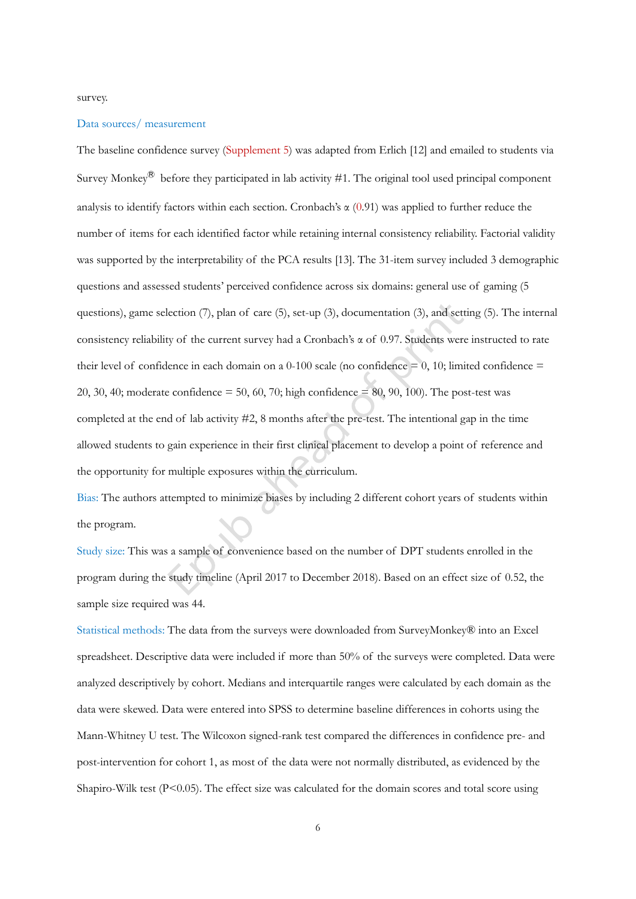survey.

Data sources/ measurement

The baseline confidence survey (Supplement 5) was adapted from Erlich [12] and emailed to students via Survey Monkey® before they participated in lab activity #1. The original tool used principal component analysis to identify factors within each section. Cronbach's α (0.91) was applied to further reduce the number of items for each identified factor while retaining internal consistency reliability. Factorial validity was supported by the interpretability of the PCA results [13]. The 31-item survey included 3 demographic questions and assessed students' perceived confidence across six domains: general use of gaming (5 questions), game selection (7), plan of care (5), set-up (3), documentation (3), and setting (5). The internal consistency reliability of the current survey had a Cronbach's α of 0.97. Students were instructed to rate their level of confidence in each domain on a 0-100 scale (no confidence = 0, 10; limited confidence = 20, 30, 40; moderate confidence = 50, 60, 70; high confidence = 80, 90, 100). The post-test was completed at the end of lab activity #2, 8 months after the pre-test. The intentional gap in the time allowed students to gain experience in their first clinical placement to develop a point of reference and the opportunity for multiple exposures within the curriculum.

Bias: The authors attempted to minimize biases by including 2 different cohort years of students within the program.

Study size: This was a sample of convenience based on the number of DPT students enrolled in the program during the study timeline (April 2017 to December 2018). Based on an effect size of 0.52, the sample size required was 44.

Statistical methods: The data from the surveys were downloaded from SurveyMonkey® into an Excel spreadsheet. Descriptive data were included if more than 50% of the surveys were completed. Data were analyzed descriptively by cohort. Medians and interquartile ranges were calculated by each domain as the data were skewed. Data were entered into SPSS to determine baseline differences in cohorts using the Mann-Whitney U test. The Wilcoxon signed-rank test compared the differences in confidence pre- and post-intervention for cohort 1, as most of the data were not normally distributed, as evidenced by the Shapiro-Wilk test ($P<0.05$). The effect size was calculated for the domain scores and total score using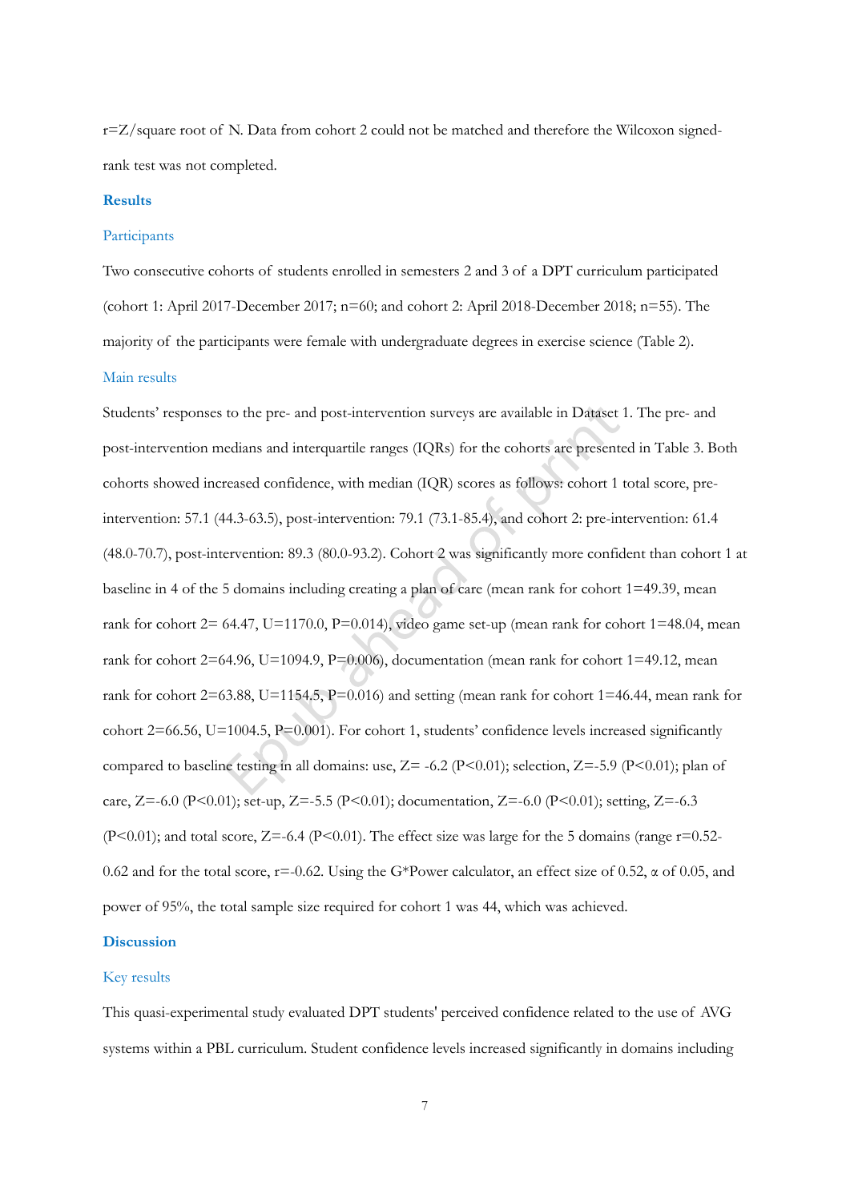r=Z/square root of N. Data from cohort 2 could not be matched and therefore the Wilcoxon signed-rank test was not completed.

## Results

### Participants

Two consecutive cohorts of students enrolled in semesters 2 and 3 of a DPT curriculum participated (cohort 1: April 2017-December 2017; n=60; and cohort 2: April 2018-December 2018; n=55). The majority of the participants were female with undergraduate degrees in exercise science (Table 2).

### Main results

Students' responses to the pre- and post-intervention surveys are available in Dataset 1. The pre- and post-intervention medians and interquartile ranges (IQRs) for the cohorts are presented in Table 3. Both cohorts showed increased confidence, with median (IQR) scores as follows: cohort 1 total score, pre-intervention: 57.1 (44.3-63.5), post-intervention: 79.1 (73.1-85.4), and cohort 2: pre-intervention: 61.4 (48.0-70.7), post-intervention: 89.3 (80.0-93.2). Cohort 2 was significantly more confident than cohort 1 at baseline in 4 of the 5 domains including creating a plan of care (mean rank for cohort 1=49.39, mean rank for cohort 2= 64.47, U=1170.0, P=0.014), video game set-up (mean rank for cohort 1=48.04, mean rank for cohort 2=64.96, U=1094.9, P=0.006), documentation (mean rank for cohort 1=49.12, mean rank for cohort 2=63.88, U=1154.5, P=0.016) and setting (mean rank for cohort 1=46.44, mean rank for cohort 2=66.56, U=1004.5, P=0.001). For cohort 1, students' confidence levels increased significantly compared to baseline testing in all domains: use, Z= -6.2 (P<0.01); selection, Z=-5.9 (P<0.01); plan of care, Z=-6.0 (P<0.01); set-up, Z=-5.5 (P<0.01); documentation, Z=-6.0 (P<0.01); setting, Z=-6.3 (P<0.01); and total score, Z=-6.4 (P<0.01). The effect size was large for the 5 domains (range r=0.52-0.62 and for the total score, r=-0.62. Using the G*Power calculator, an effect size of 0.52, α of 0.05, and power of 95%, the total sample size required for cohort 1 was 44, which was achieved.

## Discussion

### Key results

This quasi-experimental study evaluated DPT students' perceived confidence related to the use of AVG systems within a PBL curriculum. Student confidence levels increased significantly in domains including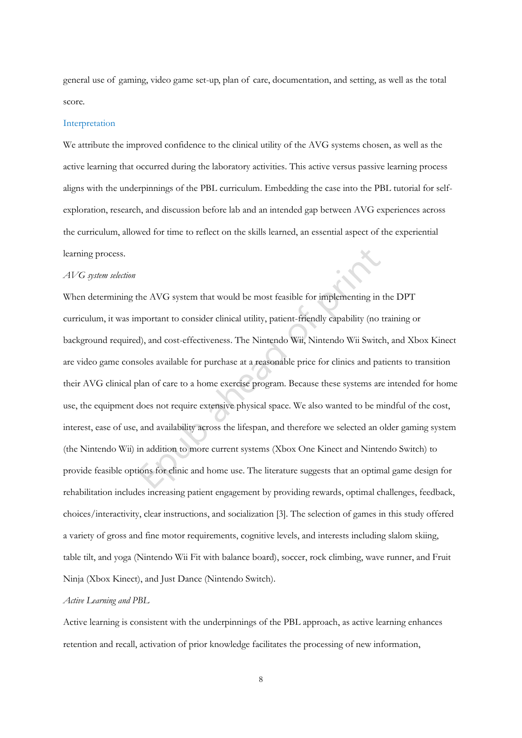general use of gaming, video game set-up, plan of care, documentation, and setting, as well as the total score.

### Interpretation

We attribute the improved confidence to the clinical utility of the AVG systems chosen, as well as the active learning that occurred during the laboratory activities. This active versus passive learning process aligns with the underpinnings of the PBL curriculum. Embedding the case into the PBL tutorial for self-exploration, research, and discussion before lab and an intended gap between AVG experiences across the curriculum, allowed for time to reflect on the skills learned, an essential aspect of the experiential learning process.

#### *AVG system selection*

When determining the AVG system that would be most feasible for implementing in the DPT curriculum, it was important to consider clinical utility, patient-friendly capability (no training or background required), and cost-effectiveness. The Nintendo Wii, Nintendo Wii Switch, and Xbox Kinect are video game consoles available for purchase at a reasonable price for clinics and patients to transition their AVG clinical plan of care to a home exercise program. Because these systems are intended for home use, the equipment does not require extensive physical space. We also wanted to be mindful of the cost, interest, ease of use, and availability across the lifespan, and therefore we selected an older gaming system (the Nintendo Wii) in addition to more current systems (Xbox One Kinect and Nintendo Switch) to provide feasible options for clinic and home use. The literature suggests that an optimal game design for rehabilitation includes increasing patient engagement by providing rewards, optimal challenges, feedback, choices/interactivity, clear instructions, and socialization [3]. The selection of games in this study offered a variety of gross and fine motor requirements, cognitive levels, and interests including slalom skiing, table tilt, and yoga (Nintendo Wii Fit with balance board), soccer, rock climbing, wave runner, and Fruit Ninja (Xbox Kinect), and Just Dance (Nintendo Switch).

#### *Active Learning and PBL*

Active learning is consistent with the underpinnings of the PBL approach, as active learning enhances retention and recall, activation of prior knowledge facilitates the processing of new information,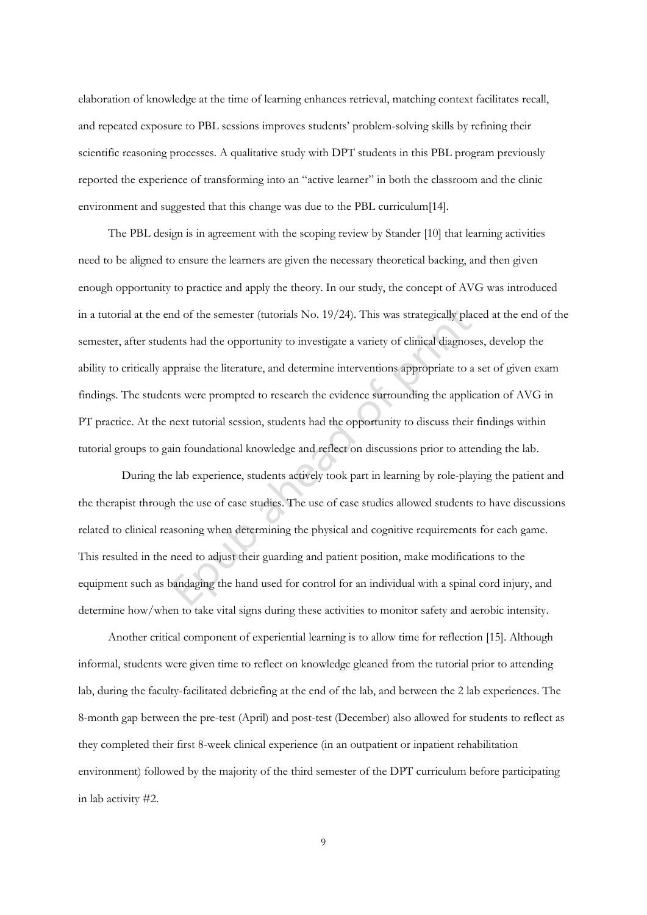elaboration of knowledge at the time of learning enhances retrieval, matching context facilitates recall, and repeated exposure to PBL sessions improves students' problem-solving skills by refining their scientific reasoning processes. A qualitative study with DPT students in this PBL program previously reported the experience of transforming into an "active learner" in both the classroom and the clinic environment and suggested that this change was due to the PBL curriculum[14].

The PBL design is in agreement with the scoping review by Stander [10] that learning activities need to be aligned to ensure the learners are given the necessary theoretical backing, and then given enough opportunity to practice and apply the theory. In our study, the concept of AVG was introduced in a tutorial at the end of the semester (tutorials No. 19/24). This was strategically placed at the end of the semester, after students had the opportunity to investigate a variety of clinical diagnoses, develop the ability to critically appraise the literature, and determine interventions appropriate to a set of given exam findings. The students were prompted to research the evidence surrounding the application of AVG in PT practice. At the next tutorial session, students had the opportunity to discuss their findings within tutorial groups to gain foundational knowledge and reflect on discussions prior to attending the lab.

During the lab experience, students actively took part in learning by role-playing the patient and the therapist through the use of case studies. The use of case studies allowed students to have discussions related to clinical reasoning when determining the physical and cognitive requirements for each game. This resulted in the need to adjust their guarding and patient position, make modifications to the equipment such as bandaging the hand used for control for an individual with a spinal cord injury, and determine how/when to take vital signs during these activities to monitor safety and aerobic intensity.

Another critical component of experiential learning is to allow time for reflection [15]. Although informal, students were given time to reflect on knowledge gleaned from the tutorial prior to attending lab, during the faculty-facilitated debriefing at the end of the lab, and between the 2 lab experiences. The 8-month gap between the pre-test (April) and post-test (December) also allowed for students to reflect as they completed their first 8-week clinical experience (in an outpatient or inpatient rehabilitation environment) followed by the majority of the third semester of the DPT curriculum before participating in lab activity #2.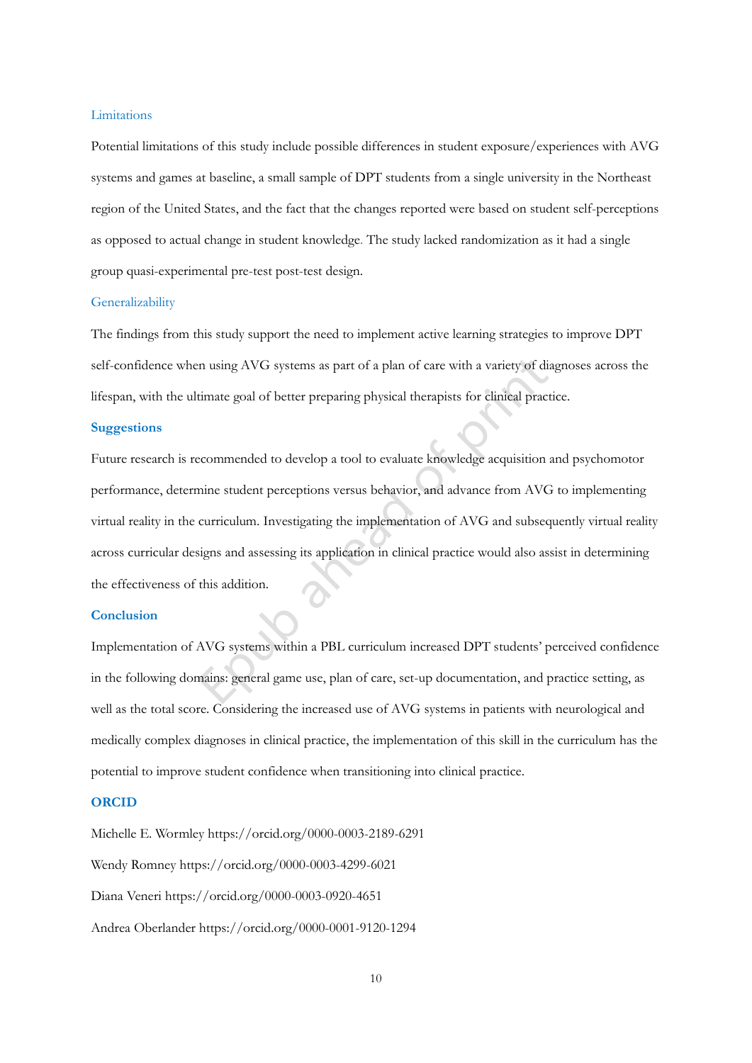### Limitations

Potential limitations of this study include possible differences in student exposure/experiences with AVG systems and games at baseline, a small sample of DPT students from a single university in the Northeast region of the United States, and the fact that the changes reported were based on student self-perceptions as opposed to actual change in student knowledge. The study lacked randomization as it had a single group quasi-experimental pre-test post-test design.

### Generalizability

The findings from this study support the need to implement active learning strategies to improve DPT self-confidence when using AVG systems as part of a plan of care with a variety of diagnoses across the lifespan, with the ultimate goal of better preparing physical therapists for clinical practice.

## Suggestions

Future research is recommended to develop a tool to evaluate knowledge acquisition and psychomotor performance, determine student perceptions versus behavior, and advance from AVG to implementing virtual reality in the curriculum. Investigating the implementation of AVG and subsequently virtual reality across curricular designs and assessing its application in clinical practice would also assist in determining the effectiveness of this addition.

## Conclusion

Implementation of AVG systems within a PBL curriculum increased DPT students' perceived confidence in the following domains: general game use, plan of care, set-up documentation, and practice setting, as well as the total score. Considering the increased use of AVG systems in patients with neurological and medically complex diagnoses in clinical practice, the implementation of this skill in the curriculum has the potential to improve student confidence when transitioning into clinical practice.

## ORCID

Michelle E. Wormley https://orcid.org/0000-0003-2189-6291

Wendy Romney https://orcid.org/0000-0003-4299-6021

Diana Veneri https://orcid.org/0000-0003-0920-4651

Andrea Oberlander https://orcid.org/0000-0001-9120-1294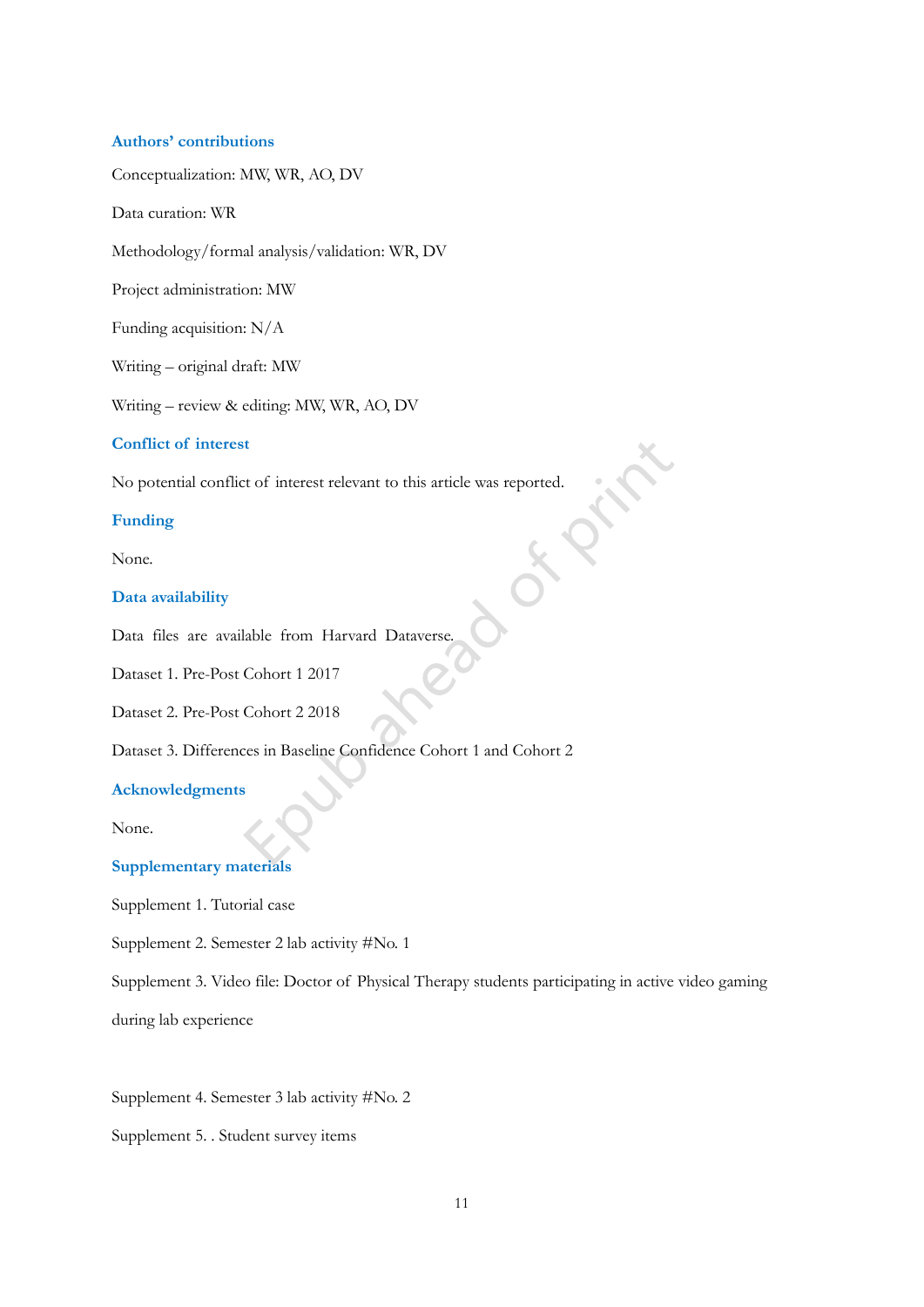## Authors' contributions

Conceptualization: MW, WR, AO, DV

Data curation: WR

Methodology/formal analysis/validation: WR, DV

Project administration: MW

Funding acquisition: N/A

Writing – original draft: MW

Writing – review & editing: MW, WR, AO, DV

## Conflict of interest

No potential conflict of interest relevant to this article was reported.

## Funding

None.

## Data availability

Data files are available from Harvard Dataverse.

Dataset 1. Pre-Post Cohort 1 2017

Dataset 2. Pre-Post Cohort 2 2018

Dataset 3. Differences in Baseline Confidence Cohort 1 and Cohort 2

## Acknowledgments

None.

## Supplementary materials

Supplement 1. Tutorial case

Supplement 2. Semester 2 lab activity #No. 1

Supplement 3. Video file: Doctor of Physical Therapy students participating in active video gaming during lab experience

Supplement 4. Semester 3 lab activity #No. 2

Supplement 5. . Student survey items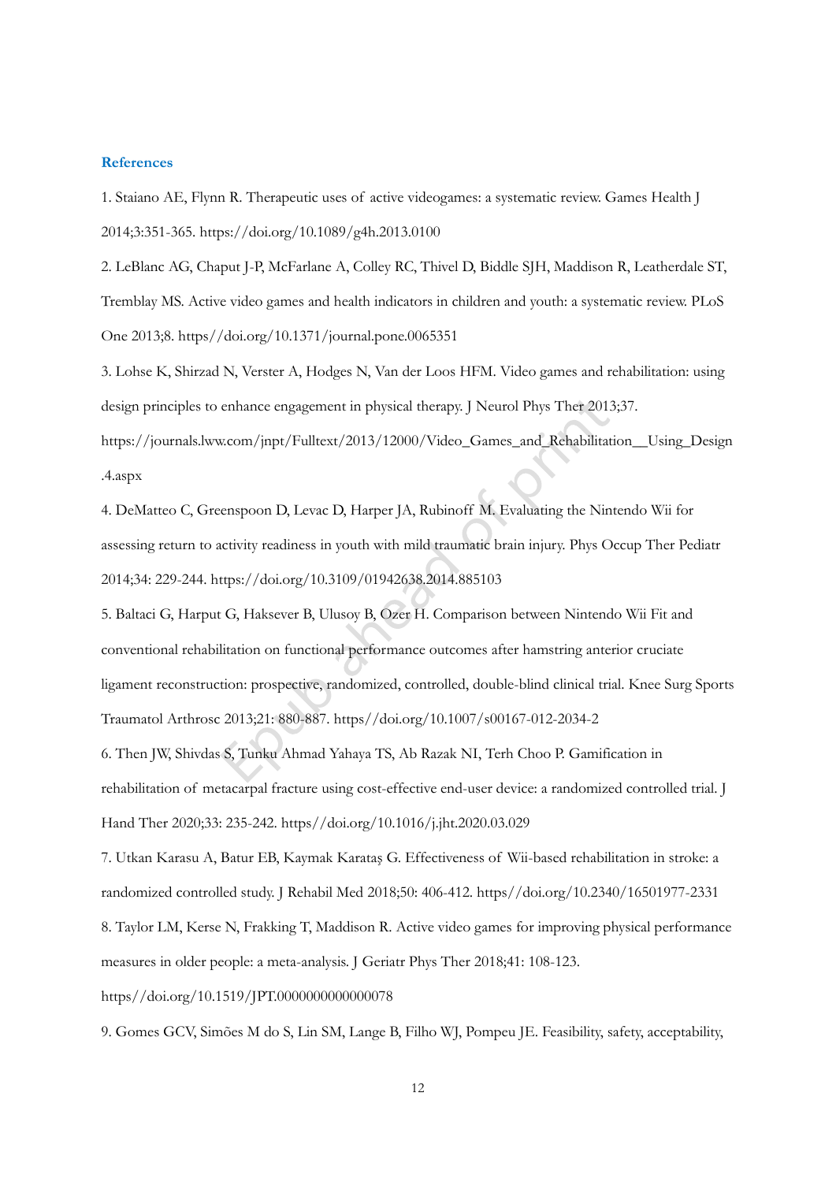### References

1. Staiano AE, Flynn R. Therapeutic uses of active videogames: a systematic review. Games Health J 2014;3:351-365. https://doi.org/10.1089/g4h.2013.0100

2. LeBlanc AG, Chaput J-P, McFarlane A, Colley RC, Thivel D, Biddle SJH, Maddison R, Leatherdale ST, Tremblay MS. Active video games and health indicators in children and youth: a systematic review. PLoS One 2013;8. https//doi.org/10.1371/journal.pone.0065351

3. Lohse K, Shirzad N, Verster A, Hodges N, Van der Loos HFM. Video games and rehabilitation: using design principles to enhance engagement in physical therapy. J Neurol Phys Ther 2013;37. https://journals.lww.com/jnpt/Fulltext/2013/12000/Video_Games_and_Rehabilitation__Using_Design.4.aspx

4. DeMatteo C, Greenspoon D, Levac D, Harper JA, Rubinoff M. Evaluating the Nintendo Wii for assessing return to activity readiness in youth with mild traumatic brain injury. Phys Occup Ther Pediatr 2014;34: 229-244. https://doi.org/10.3109/01942638.2014.885103

5. Baltaci G, Harput G, Haksever B, Ulusoy B, Ozer H. Comparison between Nintendo Wii Fit and conventional rehabilitation on functional performance outcomes after hamstring anterior cruciate ligament reconstruction: prospective, randomized, controlled, double-blind clinical trial. Knee Surg Sports Traumatol Arthrosc 2013;21: 880-887. https//doi.org/10.1007/s00167-012-2034-2

6. Then JW, Shivdas S, Tunku Ahmad Yahaya TS, Ab Razak NI, Terh Choo P. Gamification in rehabilitation of metacarpal fracture using cost-effective end-user device: a randomized controlled trial. J Hand Ther 2020;33: 235-242. https//doi.org/10.1016/j.jht.2020.03.029

7. Utkan Karasu A, Batur EB, Kaymak Karataş G. Effectiveness of Wii-based rehabilitation in stroke: a randomized controlled study. J Rehabil Med 2018;50: 406-412. https//doi.org/10.2340/16501977-2331

8. Taylor LM, Kerse N, Frakking T, Maddison R. Active video games for improving physical performance measures in older people: a meta-analysis. J Geriatr Phys Ther 2018;41: 108-123. https//doi.org/10.1519/JPT.0000000000000078

9. Gomes GCV, Simões M do S, Lin SM, Lange B, Filho WJ, Pompeu JE. Feasibility, safety, acceptability,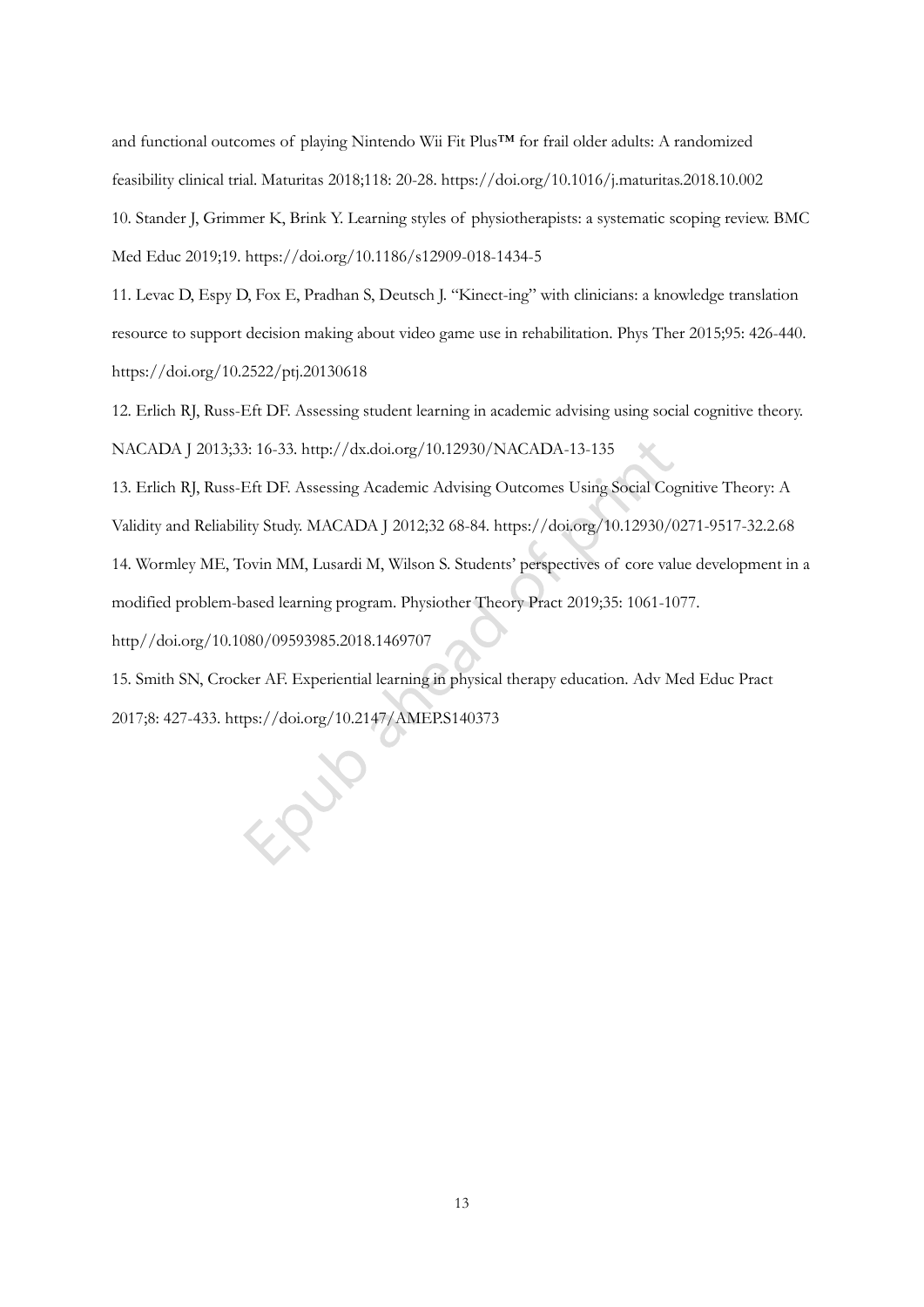and functional outcomes of playing Nintendo Wii Fit Plus™ for frail older adults: A randomized feasibility clinical trial. Maturitas 2018;118: 20-28. https://doi.org/10.1016/j.maturitas.2018.10.002

10. Stander J, Grimmer K, Brink Y. Learning styles of physiotherapists: a systematic scoping review. BMC Med Educ 2019;19. https://doi.org/10.1186/s12909-018-1434-5

11. Levac D, Espy D, Fox E, Pradhan S, Deutsch J. "Kinect-ing" with clinicians: a knowledge translation resource to support decision making about video game use in rehabilitation. Phys Ther 2015;95: 426-440. https://doi.org/10.2522/ptj.20130618

12. Erlich RJ, Russ-Eft DF. Assessing student learning in academic advising using social cognitive theory. NACADA J 2013;33: 16-33. http://dx.doi.org/10.12930/NACADA-13-135

13. Erlich RJ, Russ-Eft DF. Assessing Academic Advising Outcomes Using Social Cognitive Theory: A Validity and Reliability Study. MACADA J 2012;32 68-84. https://doi.org/10.12930/0271-9517-32.2.68

14. Wormley ME, Tovin MM, Lusardi M, Wilson S. Students' perspectives of core value development in a modified problem-based learning program. Physiother Theory Pract 2019;35: 1061-1077. http//doi.org/10.1080/09593985.2018.1469707

15. Smith SN, Crocker AF. Experiential learning in physical therapy education. Adv Med Educ Pract 2017;8: 427-433. https://doi.org/10.2147/AMEP.S140373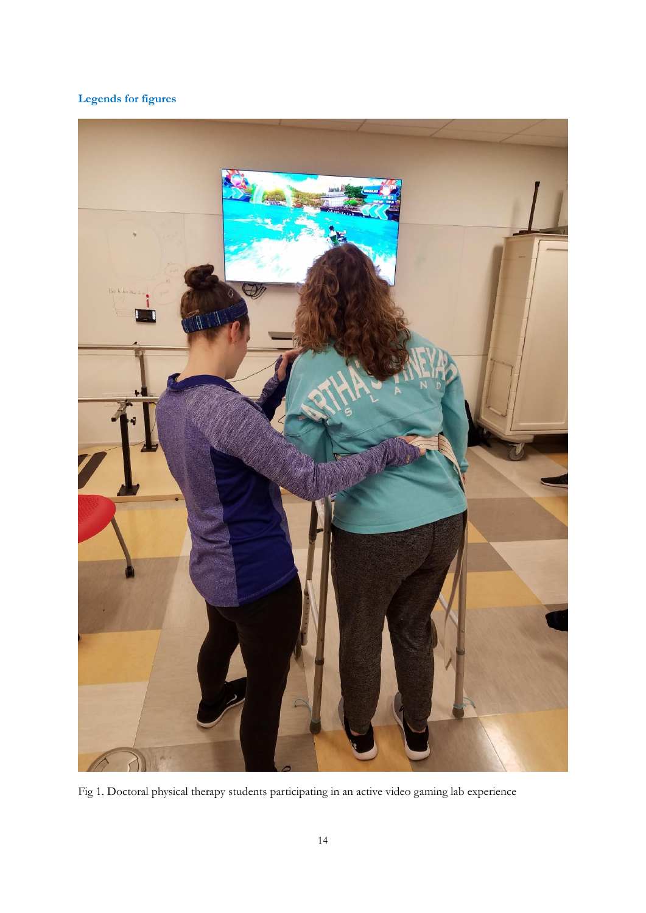**Legends for figures**

Fig 1. Doctoral physical therapy students participating in an active video gaming lab experience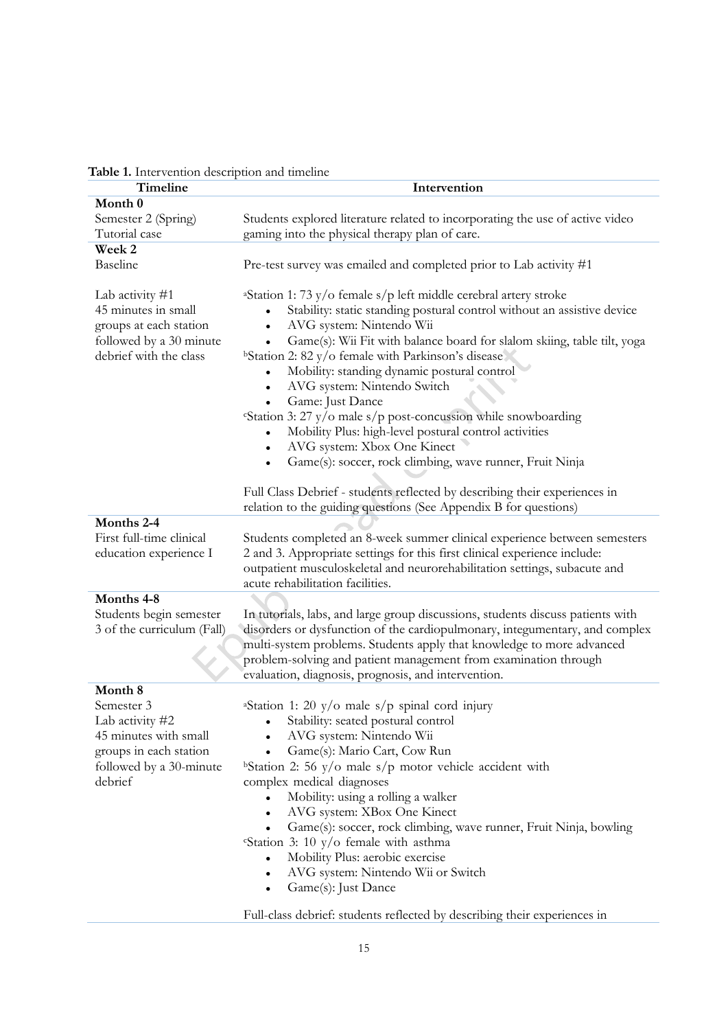**Table 1.** Intervention description and timeline

| Timeline | Intervention |
|---|---|
| **Month 0** | |
| Semester 2 (Spring) Tutorial case | Students explored literature related to incorporating the use of active video gaming into the physical therapy plan of care. |
| **Week 2** | |
| Baseline | Pre-test survey was emailed and completed prior to Lab activity #1 |
| Lab activity #1<br>45 minutes in small groups at each station followed by a 30 minute debrief with the class | [a]Station 1: 73 y/o female s/p left middle cerebral artery stroke<br>• Stability: static standing postural control without an assistive device<br>• AVG system: Nintendo Wii<br>• Game(s): Wii Fit with balance board for slalom skiing, table tilt, yoga<br>[b]Station 2: 82 y/o female with Parkinson's disease<br>• Mobility: standing dynamic postural control<br>• AVG system: Nintendo Switch<br>• Game: Just Dance<br>[c]Station 3: 27 y/o male s/p post-concussion while snowboarding<br>• Mobility Plus: high-level postural control activities<br>• AVG system: Xbox One Kinect<br>• Game(s): soccer, rock climbing, wave runner, Fruit Ninja<br><br>Full Class Debrief - students reflected by describing their experiences in relation to the guiding questions (See Appendix B for questions) |
| **Months 2-4** | |
| First full-time clinical education experience I | Students completed an 8-week summer clinical experience between semesters 2 and 3. Appropriate settings for this first clinical experience include: outpatient musculoskeletal and neurorehabilitation settings, subacute and acute rehabilitation facilities. |
| **Months 4-8** | |
| Students begin semester 3 of the curriculum (Fall) | In tutorials, labs, and large group discussions, students discuss patients with disorders or dysfunction of the cardiopulmonary, integumentary, and complex multi-system problems. Students apply that knowledge to more advanced problem-solving and patient management from examination through evaluation, diagnosis, prognosis, and intervention. |
| **Month 8** | |
| Semester 3<br>Lab activity #2<br>45 minutes with small groups in each station followed by a 30-minute debrief | [a]Station 1: 20 y/o male s/p spinal cord injury<br>• Stability: seated postural control<br>• AVG system: Nintendo Wii<br>• Game(s): Mario Cart, Cow Run<br>[b]Station 2: 56 y/o male s/p motor vehicle accident with complex medical diagnoses<br>• Mobility: using a rolling a walker<br>• AVG system: XBox One Kinect<br>• Game(s): soccer, rock climbing, wave runner, Fruit Ninja, bowling<br>[c]Station 3: 10 y/o female with asthma<br>• Mobility Plus: aerobic exercise<br>• AVG system: Nintendo Wii or Switch<br>• Game(s): Just Dance<br><br>Full-class debrief: students reflected by describing their experiences in |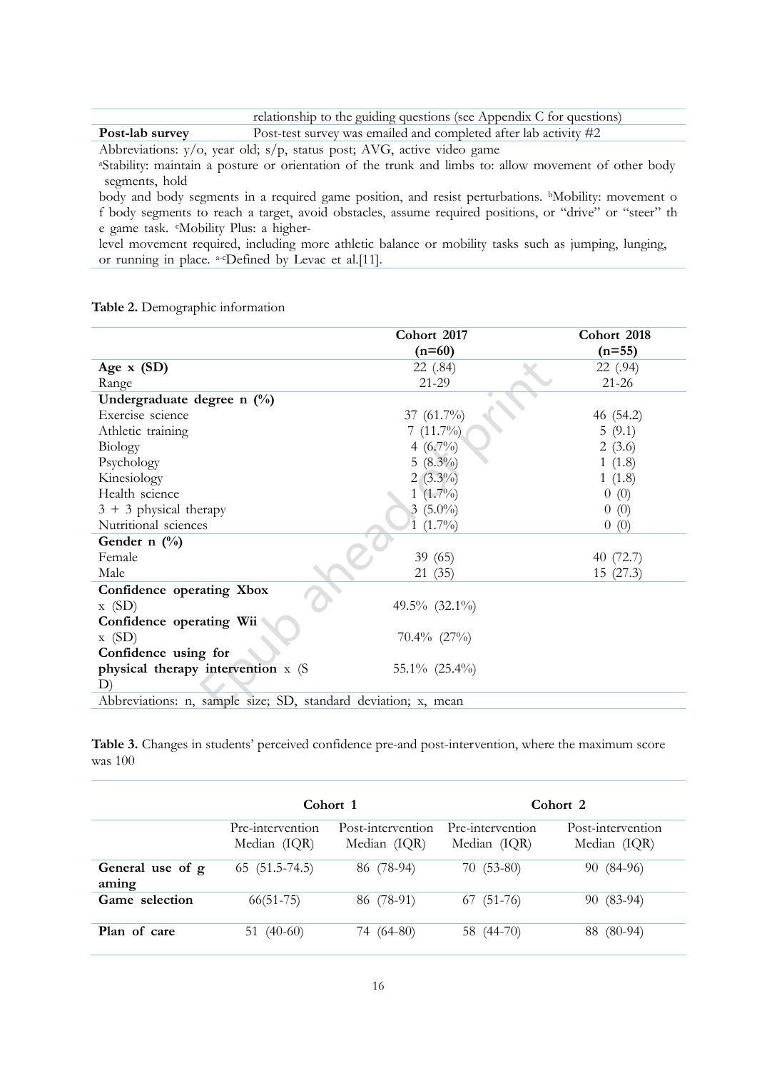| | relationship to the guiding questions (see Appendix C for questions) |
|---|---|
| **Post-lab survey** | Post-test survey was emailed and completed after lab activity #2 |

Abbreviations: y/o, year old; s/p, status post; AVG, active video game
[a]Stability: maintain a posture or orientation of the trunk and limbs to: allow movement of other body segments, hold body and body segments in a required game position, and resist perturbations. [b]Mobility: movement of body segments to reach a target, avoid obstacles, assume required positions, or "drive" or "steer" the game task. [c]Mobility Plus: a higher-level movement required, including more athletic balance or mobility tasks such as jumping, lunging, or running in place. [a-c]Defined by Levac et al.[11].

**Table 2.** Demographic information

| | Cohort 2017 (n=60) | Cohort 2018 (n=55) |
|---|---|---|
| **Age x (SD)** | 22 (.84) | 22 (.94) |
| Range | 21-29 | 21-26 |
| **Undergraduate degree n (%)** | | |
| Exercise science | 37 (61.7%) | 46 (54.2) |
| Athletic training | 7 (11.7%) | 5 (9.1) |
| Biology | 4 (6.7%) | 2 (3.6) |
| Psychology | 5 (8.3%) | 1 (1.8) |
| Kinesiology | 2 (3.3%) | 1 (1.8) |
| Health science | 1 (1.7%) | 0 (0) |
| 3 + 3 physical therapy | 3 (5.0%) | 0 (0) |
| Nutritional sciences | 1 (1.7%) | 0 (0) |
| **Gender n (%)** | | |
| Female | 39 (65) | 40 (72.7) |
| Male | 21 (35) | 15 (27.3) |
| **Confidence operating Xbox** x (SD) | 49.5% (32.1%) | |
| **Confidence operating Wii** x (SD) | 70.4% (27%) | |
| **Confidence using for physical therapy intervention** x (SD) | 55.1% (25.4%) | |

Abbreviations: n, sample size; SD, standard deviation; x, mean

**Table 3.** Changes in students' perceived confidence pre-and post-intervention, where the maximum score was 100

| | Cohort 1 | | Cohort 2 | |
|---|---|---|---|---|
| | Pre-intervention Median (IQR) | Post-intervention Median (IQR) | Pre-intervention Median (IQR) | Post-intervention Median (IQR) |
| **General use of gaming** | 65 (51.5-74.5) | 86 (78-94) | 70 (53-80) | 90 (84-96) |
| **Game selection** | 66(51-75) | 86 (78-91) | 67 (51-76) | 90 (83-94) |
| **Plan of care** | 51 (40-60) | 74 (64-80) | 58 (44-70) | 88 (80-94) |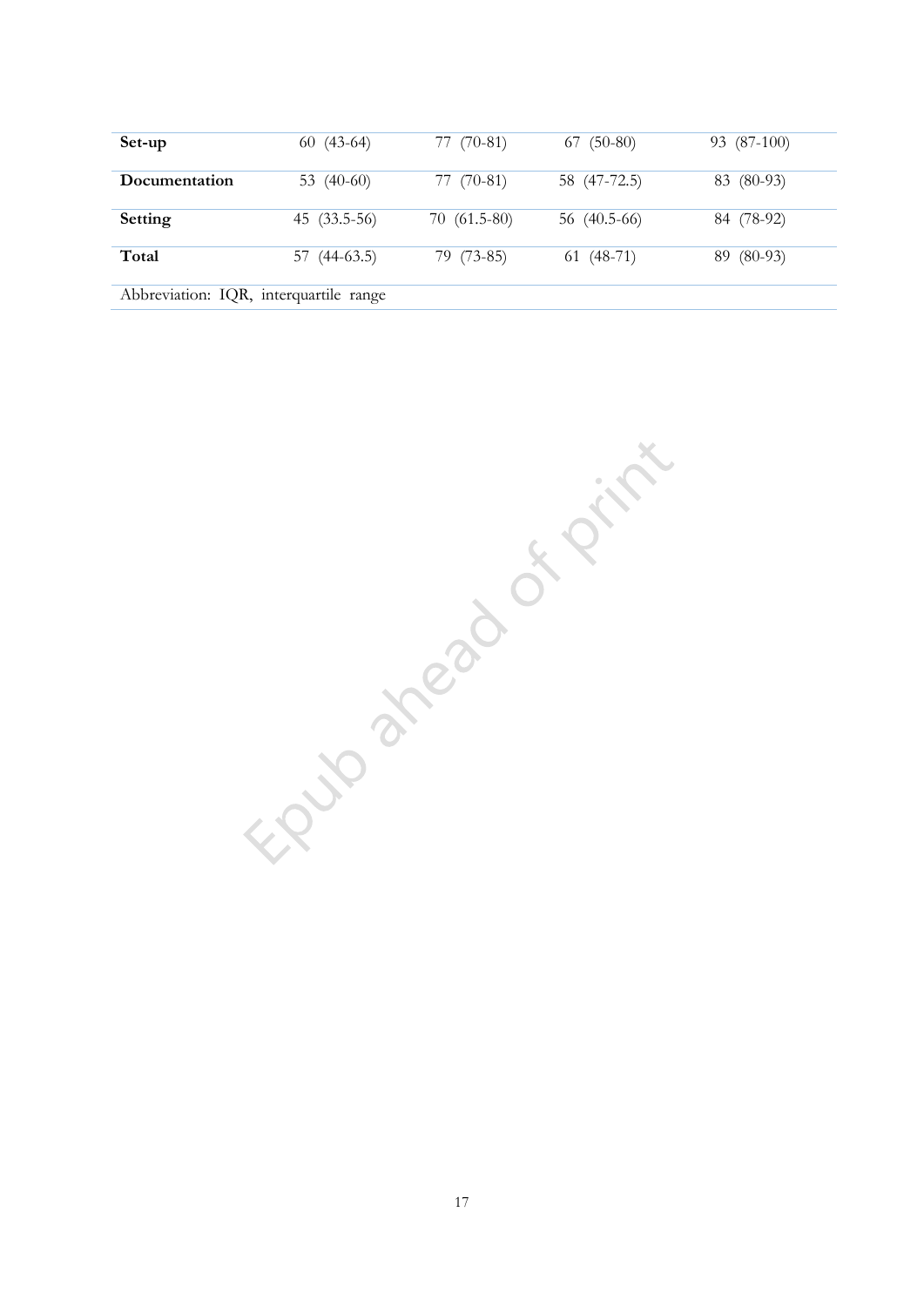| | | | | |
|---|---|---|---|---|
| **Set-up** | 60 (43-64) | 77 (70-81) | 67 (50-80) | 93 (87-100) |
| **Documentation** | 53 (40-60) | 77 (70-81) | 58 (47-72.5) | 83 (80-93) |
| **Setting** | 45 (33.5-56) | 70 (61.5-80) | 56 (40.5-66) | 84 (78-92) |
| **Total** | 57 (44-63.5) | 79 (73-85) | 61 (48-71) | 89 (80-93) |

Abbreviation: IQR, interquartile range